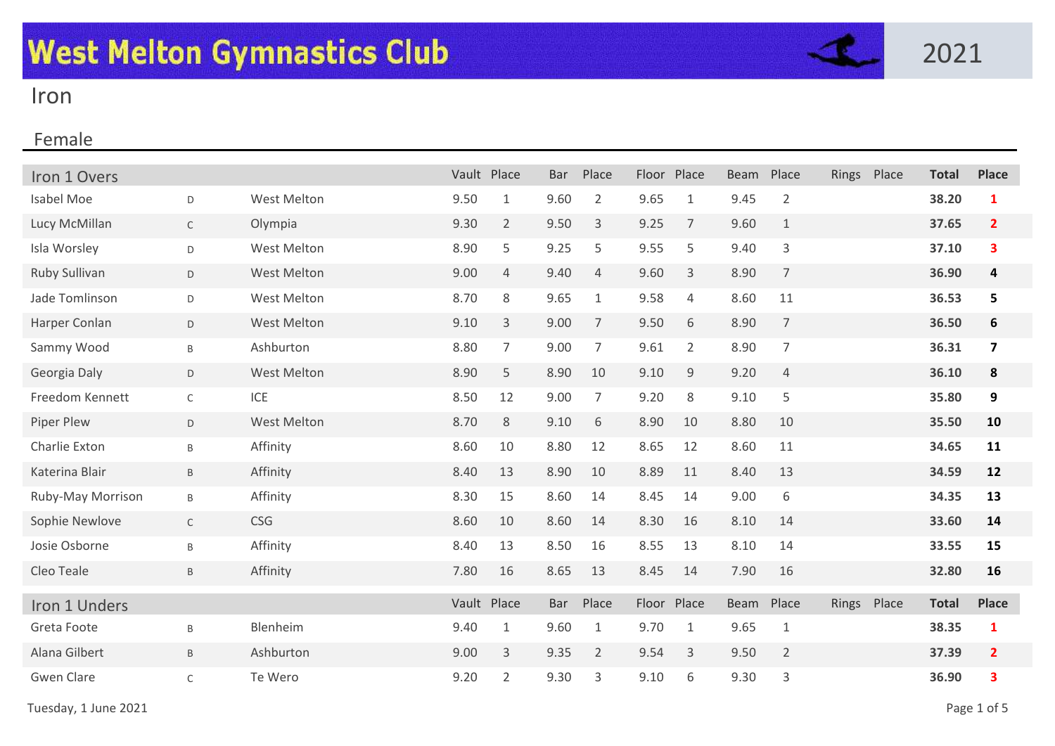# West Melton Gymnastics Club

2021

## Iron

### Female

| Iron 1 Overs | | | Vault | Place | Bar | Place | Floor | Place | Beam | Place | Rings | Place | Total | Place |
|---|---|---|---|---|---|---|---|---|---|---|---|---|---|---|
| Isabel Moe | D | West Melton | 9.50 | 1 | 9.60 | 2 | 9.65 | 1 | 9.45 | 2 | | | **38.20** | **1** |
| Lucy McMillan | C | Olympia | 9.30 | 2 | 9.50 | 3 | 9.25 | 7 | 9.60 | 1 | | | **37.65** | **2** |
| Isla Worsley | D | West Melton | 8.90 | 5 | 9.25 | 5 | 9.55 | 5 | 9.40 | 3 | | | **37.10** | **3** |
| Ruby Sullivan | D | West Melton | 9.00 | 4 | 9.40 | 4 | 9.60 | 3 | 8.90 | 7 | | | **36.90** | **4** |
| Jade Tomlinson | D | West Melton | 8.70 | 8 | 9.65 | 1 | 9.58 | 4 | 8.60 | 11 | | | **36.53** | **5** |
| Harper Conlan | D | West Melton | 9.10 | 3 | 9.00 | 7 | 9.50 | 6 | 8.90 | 7 | | | **36.50** | **6** |
| Sammy Wood | B | Ashburton | 8.80 | 7 | 9.00 | 7 | 9.61 | 2 | 8.90 | 7 | | | **36.31** | **7** |
| Georgia Daly | D | West Melton | 8.90 | 5 | 8.90 | 10 | 9.10 | 9 | 9.20 | 4 | | | **36.10** | **8** |
| Freedom Kennett | C | ICE | 8.50 | 12 | 9.00 | 7 | 9.20 | 8 | 9.10 | 5 | | | **35.80** | **9** |
| Piper Plew | D | West Melton | 8.70 | 8 | 9.10 | 6 | 8.90 | 10 | 8.80 | 10 | | | **35.50** | **10** |
| Charlie Exton | B | Affinity | 8.60 | 10 | 8.80 | 12 | 8.65 | 12 | 8.60 | 11 | | | **34.65** | **11** |
| Katerina Blair | B | Affinity | 8.40 | 13 | 8.90 | 10 | 8.89 | 11 | 8.40 | 13 | | | **34.59** | **12** |
| Ruby-May Morrison | B | Affinity | 8.30 | 15 | 8.60 | 14 | 8.45 | 14 | 9.00 | 6 | | | **34.35** | **13** |
| Sophie Newlove | C | CSG | 8.60 | 10 | 8.60 | 14 | 8.30 | 16 | 8.10 | 14 | | | **33.60** | **14** |
| Josie Osborne | B | Affinity | 8.40 | 13 | 8.50 | 16 | 8.55 | 13 | 8.10 | 14 | | | **33.55** | **15** |
| Cleo Teale | B | Affinity | 7.80 | 16 | 8.65 | 13 | 8.45 | 14 | 7.90 | 16 | | | **32.80** | **16** |

| Iron 1 Unders | | | Vault | Place | Bar | Place | Floor | Place | Beam | Place | Rings | Place | Total | Place |
|---|---|---|---|---|---|---|---|---|---|---|---|---|---|---|
| Greta Foote | B | Blenheim | 9.40 | 1 | 9.60 | 1 | 9.70 | 1 | 9.65 | 1 | | | **38.35** | **1** |
| Alana Gilbert | B | Ashburton | 9.00 | 3 | 9.35 | 2 | 9.54 | 3 | 9.50 | 2 | | | **37.39** | **2** |
| Gwen Clare | C | Te Wero | 9.20 | 2 | 9.30 | 3 | 9.10 | 6 | 9.30 | 3 | | | **36.90** | **3** |

Tuesday, 1 June 2021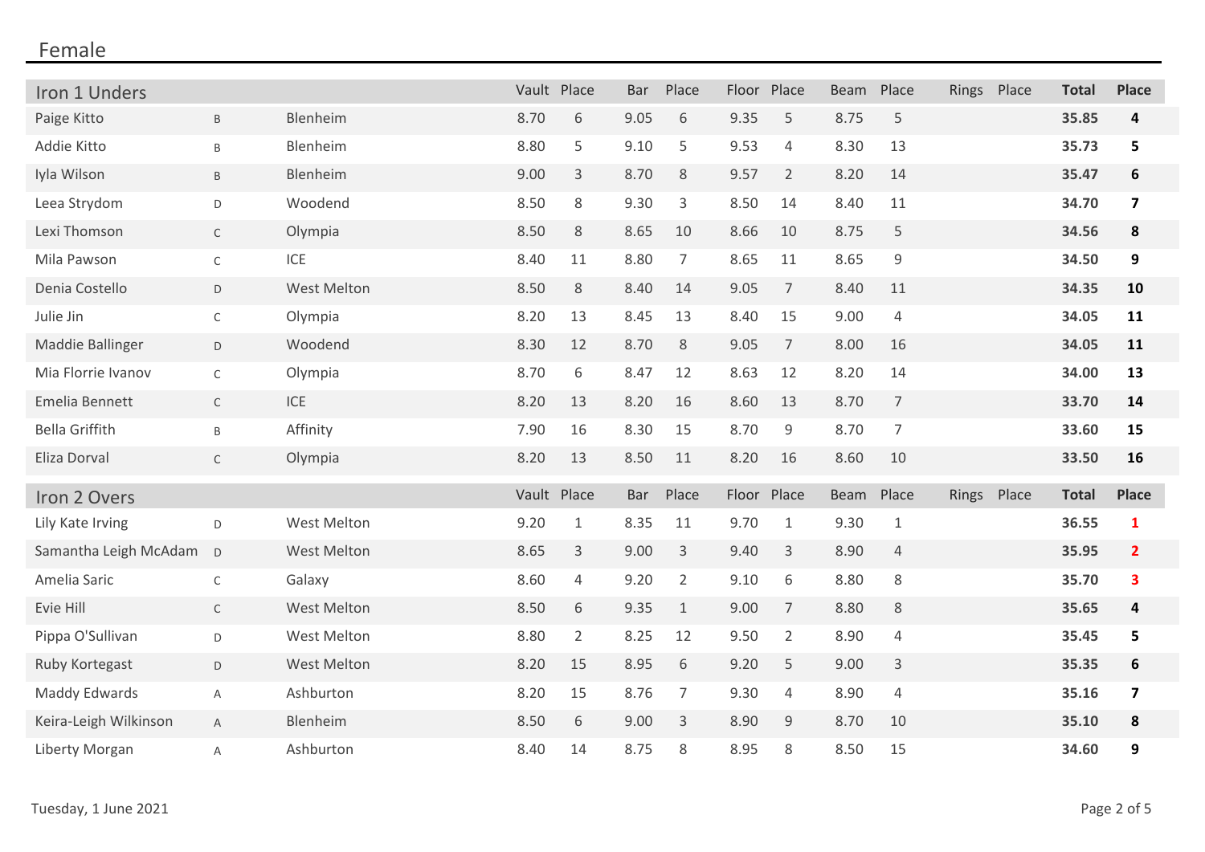## Female

| Iron 1 Unders | | | Vault | Place | Bar | Place | Floor | Place | Beam | Place | Rings | Place | Total | Place |
|---|---|---|---|---|---|---|---|---|---|---|---|---|---|---|
| Paige Kitto | B | Blenheim | 8.70 | 6 | 9.05 | 6 | 9.35 | 5 | 8.75 | 5 | | | **35.85** | **4** |
| Addie Kitto | B | Blenheim | 8.80 | 5 | 9.10 | 5 | 9.53 | 4 | 8.30 | 13 | | | **35.73** | **5** |
| Iyla Wilson | B | Blenheim | 9.00 | 3 | 8.70 | 8 | 9.57 | 2 | 8.20 | 14 | | | **35.47** | **6** |
| Leea Strydom | D | Woodend | 8.50 | 8 | 9.30 | 3 | 8.50 | 14 | 8.40 | 11 | | | **34.70** | **7** |
| Lexi Thomson | C | Olympia | 8.50 | 8 | 8.65 | 10 | 8.66 | 10 | 8.75 | 5 | | | **34.56** | **8** |
| Mila Pawson | C | ICE | 8.40 | 11 | 8.80 | 7 | 8.65 | 11 | 8.65 | 9 | | | **34.50** | **9** |
| Denia Costello | D | West Melton | 8.50 | 8 | 8.40 | 14 | 9.05 | 7 | 8.40 | 11 | | | **34.35** | **10** |
| Julie Jin | C | Olympia | 8.20 | 13 | 8.45 | 13 | 8.40 | 15 | 9.00 | 4 | | | **34.05** | **11** |
| Maddie Ballinger | D | Woodend | 8.30 | 12 | 8.70 | 8 | 9.05 | 7 | 8.00 | 16 | | | **34.05** | **11** |
| Mia Florrie Ivanov | C | Olympia | 8.70 | 6 | 8.47 | 12 | 8.63 | 12 | 8.20 | 14 | | | **34.00** | **13** |
| Emelia Bennett | C | ICE | 8.20 | 13 | 8.20 | 16 | 8.60 | 13 | 8.70 | 7 | | | **33.70** | **14** |
| Bella Griffith | B | Affinity | 7.90 | 16 | 8.30 | 15 | 8.70 | 9 | 8.70 | 7 | | | **33.60** | **15** |
| Eliza Dorval | C | Olympia | 8.20 | 13 | 8.50 | 11 | 8.20 | 16 | 8.60 | 10 | | | **33.50** | **16** |

| Iron 2 Overs | | | Vault | Place | Bar | Place | Floor | Place | Beam | Place | Rings | Place | Total | Place |
|---|---|---|---|---|---|---|---|---|---|---|---|---|---|---|
| Lily Kate Irving | D | West Melton | 9.20 | 1 | 8.35 | 11 | 9.70 | 1 | 9.30 | 1 | | | **36.55** | **1** |
| Samantha Leigh McAdam | D | West Melton | 8.65 | 3 | 9.00 | 3 | 9.40 | 3 | 8.90 | 4 | | | **35.95** | **2** |
| Amelia Saric | C | Galaxy | 8.60 | 4 | 9.20 | 2 | 9.10 | 6 | 8.80 | 8 | | | **35.70** | **3** |
| Evie Hill | C | West Melton | 8.50 | 6 | 9.35 | 1 | 9.00 | 7 | 8.80 | 8 | | | **35.65** | **4** |
| Pippa O'Sullivan | D | West Melton | 8.80 | 2 | 8.25 | 12 | 9.50 | 2 | 8.90 | 4 | | | **35.45** | **5** |
| Ruby Kortegast | D | West Melton | 8.20 | 15 | 8.95 | 6 | 9.20 | 5 | 9.00 | 3 | | | **35.35** | **6** |
| Maddy Edwards | A | Ashburton | 8.20 | 15 | 8.76 | 7 | 9.30 | 4 | 8.90 | 4 | | | **35.16** | **7** |
| Keira-Leigh Wilkinson | A | Blenheim | 8.50 | 6 | 9.00 | 3 | 8.90 | 9 | 8.70 | 10 | | | **35.10** | **8** |
| Liberty Morgan | A | Ashburton | 8.40 | 14 | 8.75 | 8 | 8.95 | 8 | 8.50 | 15 | | | **34.60** | **9** |

Tuesday, 1 June 2021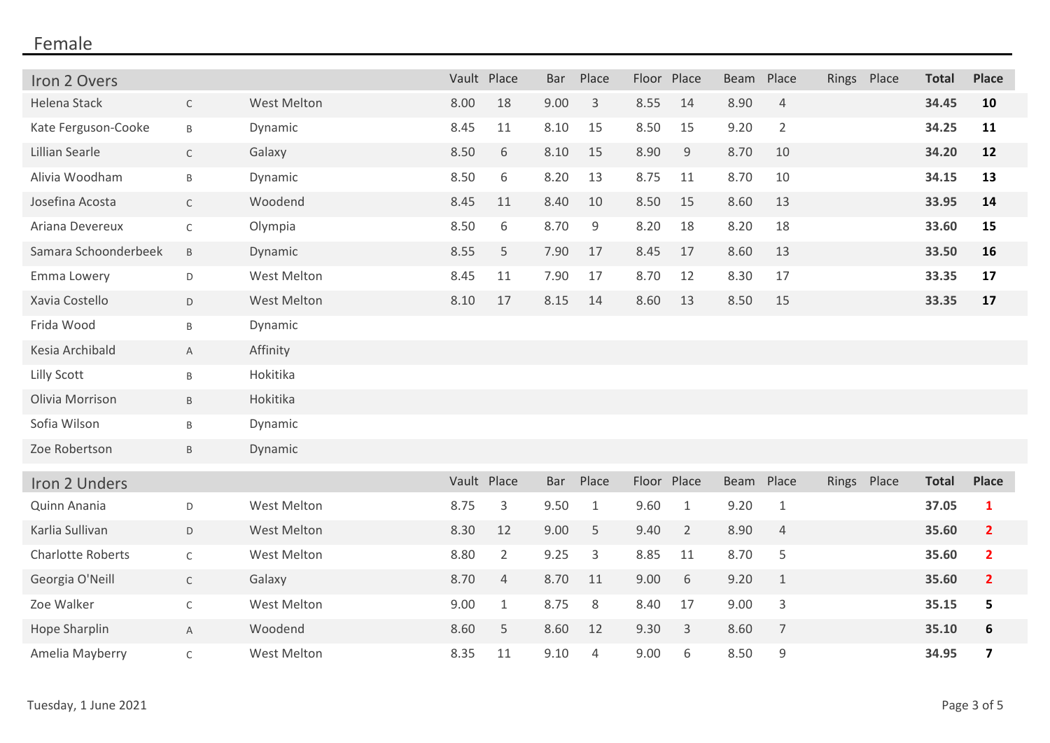## Female

| Iron 2 Overs | | | Vault | Place | Bar | Place | Floor | Place | Beam | Place | Rings | Place | **Total** | **Place** |
|---|---|---|---|---|---|---|---|---|---|---|---|---|---|---|
| Helena Stack | C | West Melton | 8.00 | 18 | 9.00 | 3 | 8.55 | 14 | 8.90 | 4 | | | **34.45** | **10** |
| Kate Ferguson-Cooke | B | Dynamic | 8.45 | 11 | 8.10 | 15 | 8.50 | 15 | 9.20 | 2 | | | **34.25** | **11** |
| Lillian Searle | C | Galaxy | 8.50 | 6 | 8.10 | 15 | 8.90 | 9 | 8.70 | 10 | | | **34.20** | **12** |
| Alivia Woodham | B | Dynamic | 8.50 | 6 | 8.20 | 13 | 8.75 | 11 | 8.70 | 10 | | | **34.15** | **13** |
| Josefina Acosta | C | Woodend | 8.45 | 11 | 8.40 | 10 | 8.50 | 15 | 8.60 | 13 | | | **33.95** | **14** |
| Ariana Devereux | C | Olympia | 8.50 | 6 | 8.70 | 9 | 8.20 | 18 | 8.20 | 18 | | | **33.60** | **15** |
| Samara Schoonderbeek | B | Dynamic | 8.55 | 5 | 7.90 | 17 | 8.45 | 17 | 8.60 | 13 | | | **33.50** | **16** |
| Emma Lowery | D | West Melton | 8.45 | 11 | 7.90 | 17 | 8.70 | 12 | 8.30 | 17 | | | **33.35** | **17** |
| Xavia Costello | D | West Melton | 8.10 | 17 | 8.15 | 14 | 8.60 | 13 | 8.50 | 15 | | | **33.35** | **17** |
| Frida Wood | B | Dynamic | | | | | | | | | | | | |
| Kesia Archibald | A | Affinity | | | | | | | | | | | | |
| Lilly Scott | B | Hokitika | | | | | | | | | | | | |
| Olivia Morrison | B | Hokitika | | | | | | | | | | | | |
| Sofia Wilson | B | Dynamic | | | | | | | | | | | | |
| Zoe Robertson | B | Dynamic | | | | | | | | | | | | |

| Iron 2 Unders | | | Vault | Place | Bar | Place | Floor | Place | Beam | Place | Rings | Place | **Total** | **Place** |
|---|---|---|---|---|---|---|---|---|---|---|---|---|---|---|
| Quinn Anania | D | West Melton | 8.75 | 3 | 9.50 | 1 | 9.60 | 1 | 9.20 | 1 | | | **37.05** | **1** |
| Karlia Sullivan | D | West Melton | 8.30 | 12 | 9.00 | 5 | 9.40 | 2 | 8.90 | 4 | | | **35.60** | **2** |
| Charlotte Roberts | C | West Melton | 8.80 | 2 | 9.25 | 3 | 8.85 | 11 | 8.70 | 5 | | | **35.60** | **2** |
| Georgia O'Neill | C | Galaxy | 8.70 | 4 | 8.70 | 11 | 9.00 | 6 | 9.20 | 1 | | | **35.60** | **2** |
| Zoe Walker | C | West Melton | 9.00 | 1 | 8.75 | 8 | 8.40 | 17 | 9.00 | 3 | | | **35.15** | **5** |
| Hope Sharplin | A | Woodend | 8.60 | 5 | 8.60 | 12 | 9.30 | 3 | 8.60 | 7 | | | **35.10** | **6** |
| Amelia Mayberry | C | West Melton | 8.35 | 11 | 9.10 | 4 | 9.00 | 6 | 8.50 | 9 | | | **34.95** | **7** |

Tuesday, 1 June 2021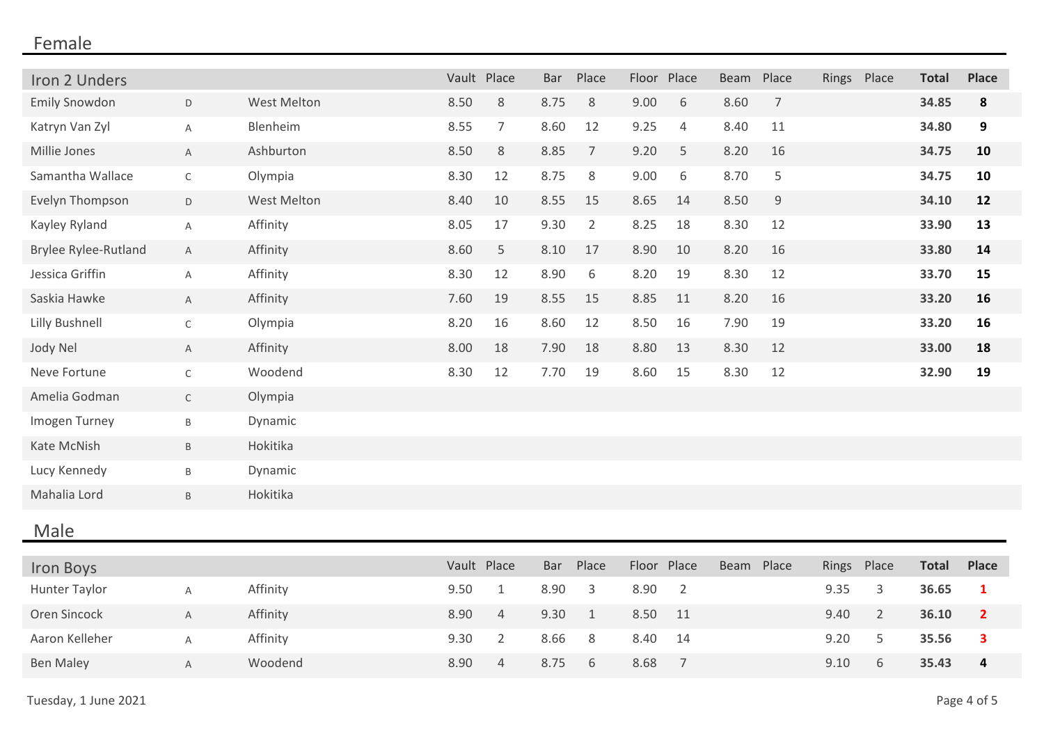## Female

| Iron 2 Unders | | | Vault | Place | Bar | Place | Floor | Place | Beam | Place | Rings | Place | Total | Place |
|---|---|---|---|---|---|---|---|---|---|---|---|---|---|---|
| Emily Snowdon | D | West Melton | 8.50 | 8 | 8.75 | 8 | 9.00 | 6 | 8.60 | 7 | | | **34.85** | **8** |
| Katryn Van Zyl | A | Blenheim | 8.55 | 7 | 8.60 | 12 | 9.25 | 4 | 8.40 | 11 | | | **34.80** | **9** |
| Millie Jones | A | Ashburton | 8.50 | 8 | 8.85 | 7 | 9.20 | 5 | 8.20 | 16 | | | **34.75** | **10** |
| Samantha Wallace | C | Olympia | 8.30 | 12 | 8.75 | 8 | 9.00 | 6 | 8.70 | 5 | | | **34.75** | **10** |
| Evelyn Thompson | D | West Melton | 8.40 | 10 | 8.55 | 15 | 8.65 | 14 | 8.50 | 9 | | | **34.10** | **12** |
| Kayley Ryland | A | Affinity | 8.05 | 17 | 9.30 | 2 | 8.25 | 18 | 8.30 | 12 | | | **33.90** | **13** |
| Brylee Rylee-Rutland | A | Affinity | 8.60 | 5 | 8.10 | 17 | 8.90 | 10 | 8.20 | 16 | | | **33.80** | **14** |
| Jessica Griffin | A | Affinity | 8.30 | 12 | 8.90 | 6 | 8.20 | 19 | 8.30 | 12 | | | **33.70** | **15** |
| Saskia Hawke | A | Affinity | 7.60 | 19 | 8.55 | 15 | 8.85 | 11 | 8.20 | 16 | | | **33.20** | **16** |
| Lilly Bushnell | C | Olympia | 8.20 | 16 | 8.60 | 12 | 8.50 | 16 | 7.90 | 19 | | | **33.20** | **16** |
| Jody Nel | A | Affinity | 8.00 | 18 | 7.90 | 18 | 8.80 | 13 | 8.30 | 12 | | | **33.00** | **18** |
| Neve Fortune | C | Woodend | 8.30 | 12 | 7.70 | 19 | 8.60 | 15 | 8.30 | 12 | | | **32.90** | **19** |
| Amelia Godman | C | Olympia | | | | | | | | | | | | |
| Imogen Turney | B | Dynamic | | | | | | | | | | | | |
| Kate McNish | B | Hokitika | | | | | | | | | | | | |
| Lucy Kennedy | B | Dynamic | | | | | | | | | | | | |
| Mahalia Lord | B | Hokitika | | | | | | | | | | | | |

## Male

| Iron Boys | | | Vault | Place | Bar | Place | Floor | Place | Beam | Place | Rings | Place | Total | Place |
|---|---|---|---|---|---|---|---|---|---|---|---|---|---|---|
| Hunter Taylor | A | Affinity | 9.50 | 1 | 8.90 | 3 | 8.90 | 2 | | | 9.35 | 3 | **36.65** | **1** |
| Oren Sincock | A | Affinity | 8.90 | 4 | 9.30 | 1 | 8.50 | 11 | | | 9.40 | 2 | **36.10** | **2** |
| Aaron Kelleher | A | Affinity | 9.30 | 2 | 8.66 | 8 | 8.40 | 14 | | | 9.20 | 5 | **35.56** | **3** |
| Ben Maley | A | Woodend | 8.90 | 4 | 8.75 | 6 | 8.68 | 7 | | | 9.10 | 6 | **35.43** | **4** |

Tuesday, 1 June 2021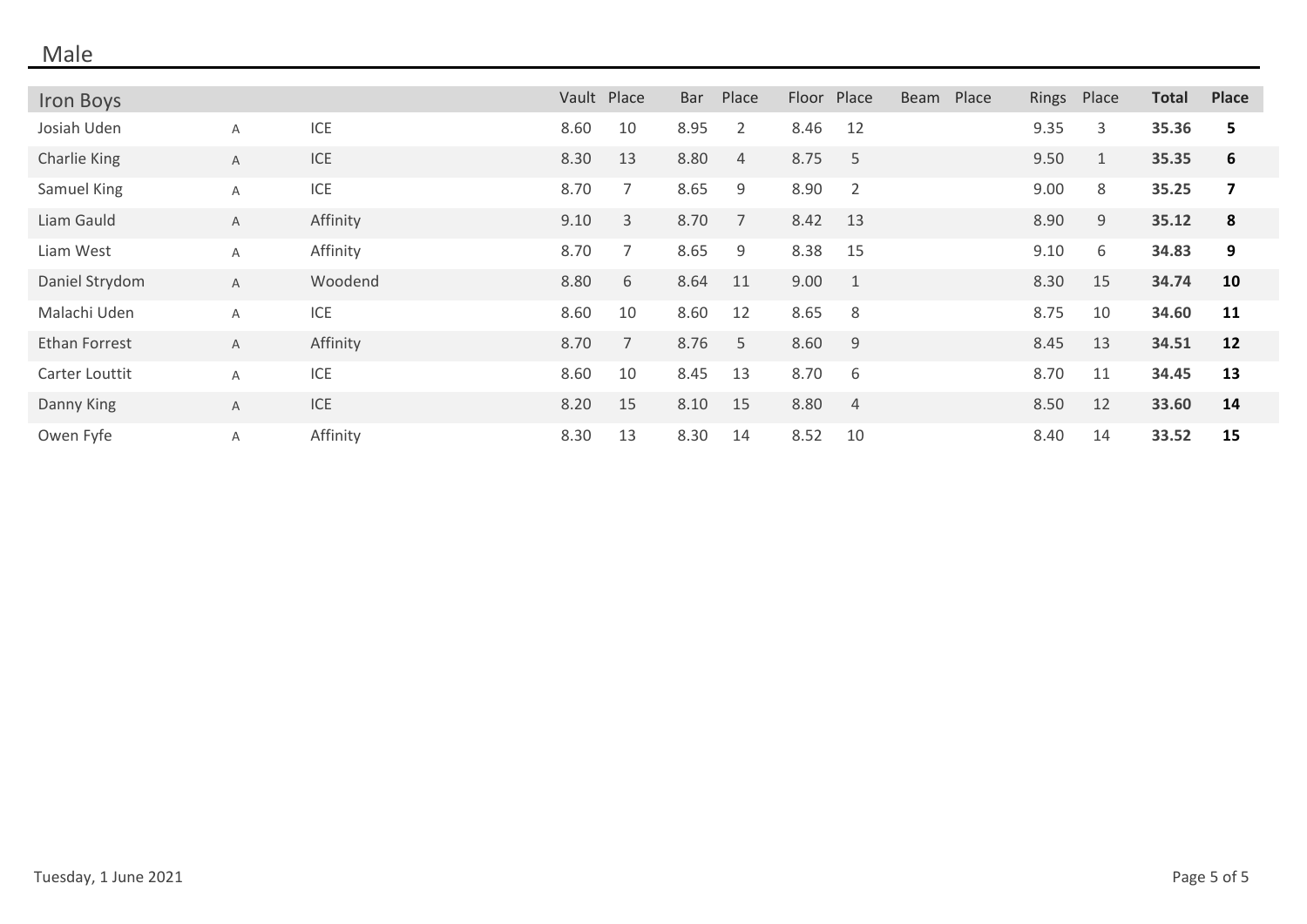## Male

| Iron Boys | | | Vault | Place | Bar | Place | Floor | Place | Beam | Place | Rings | Place | Total | Place |
|---|---|---|---|---|---|---|---|---|---|---|---|---|---|---|
| Josiah Uden | A | ICE | 8.60 | 10 | 8.95 | 2 | 8.46 | 12 | | | 9.35 | 3 | **35.36** | **5** |
| Charlie King | A | ICE | 8.30 | 13 | 8.80 | 4 | 8.75 | 5 | | | 9.50 | 1 | **35.35** | **6** |
| Samuel King | A | ICE | 8.70 | 7 | 8.65 | 9 | 8.90 | 2 | | | 9.00 | 8 | **35.25** | **7** |
| Liam Gauld | A | Affinity | 9.10 | 3 | 8.70 | 7 | 8.42 | 13 | | | 8.90 | 9 | **35.12** | **8** |
| Liam West | A | Affinity | 8.70 | 7 | 8.65 | 9 | 8.38 | 15 | | | 9.10 | 6 | **34.83** | **9** |
| Daniel Strydom | A | Woodend | 8.80 | 6 | 8.64 | 11 | 9.00 | 1 | | | 8.30 | 15 | **34.74** | **10** |
| Malachi Uden | A | ICE | 8.60 | 10 | 8.60 | 12 | 8.65 | 8 | | | 8.75 | 10 | **34.60** | **11** |
| Ethan Forrest | A | Affinity | 8.70 | 7 | 8.76 | 5 | 8.60 | 9 | | | 8.45 | 13 | **34.51** | **12** |
| Carter Louttit | A | ICE | 8.60 | 10 | 8.45 | 13 | 8.70 | 6 | | | 8.70 | 11 | **34.45** | **13** |
| Danny King | A | ICE | 8.20 | 15 | 8.10 | 15 | 8.80 | 4 | | | 8.50 | 12 | **33.60** | **14** |
| Owen Fyfe | A | Affinity | 8.30 | 13 | 8.30 | 14 | 8.52 | 10 | | | 8.40 | 14 | **33.52** | **15** |

Tuesday, 1 June 2021